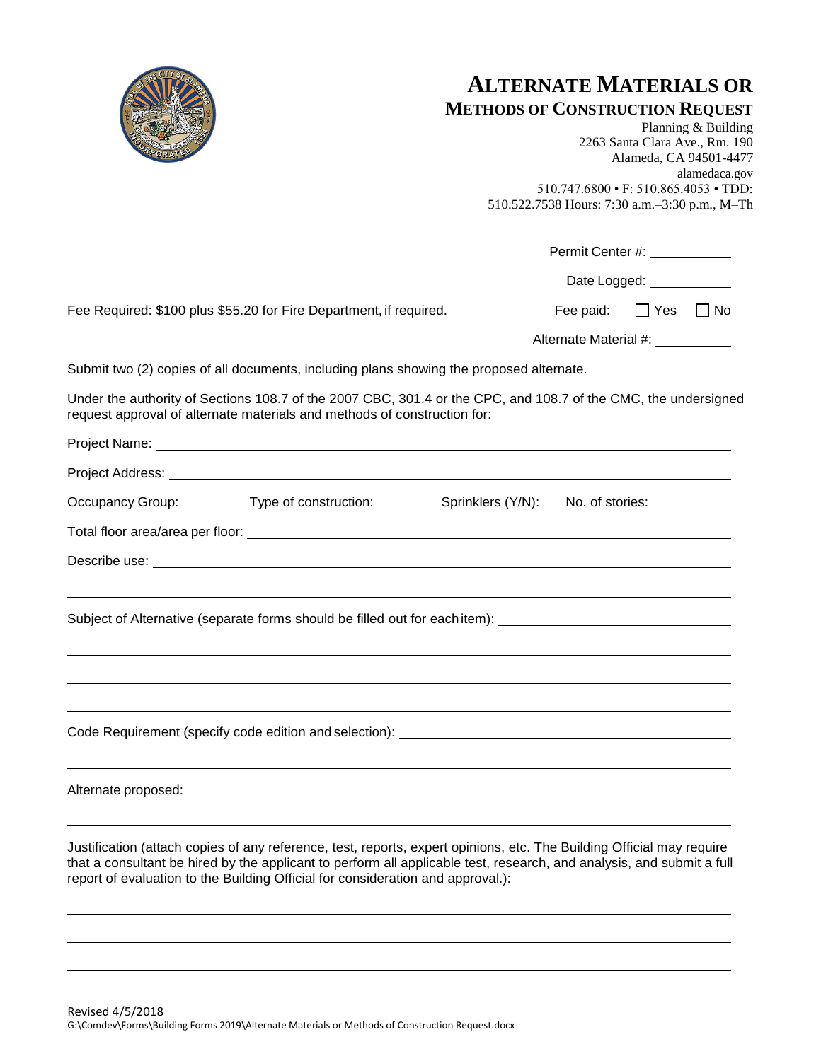# ALTERNATE MATERIALS OR
## METHODS OF CONSTRUCTION REQUEST

Planning & Building
2263 Santa Clara Ave., Rm. 190
Alameda, CA 94501-4477
alamedaca.gov
510.747.6800 • F: 510.865.4053 • TDD: 510.522.7538 Hours: 7:30 a.m.–3:30 p.m., M–Th

Permit Center #: ___________

Date Logged: ___________

Fee Required: $100 plus $55.20 for Fire Department, if required. Fee paid: ☐ Yes ☐ No

Alternate Material #: ___________

Submit two (2) copies of all documents, including plans showing the proposed alternate.

Under the authority of Sections 108.7 of the 2007 CBC, 301.4 or the CPC, and 108.7 of the CMC, the undersigned request approval of alternate materials and methods of construction for:

Project Name: ___________________________________________

Project Address: ___________________________________________

Occupancy Group: __________ Type of construction: __________ Sprinklers (Y/N): ___ No. of stories: ___________

Total floor area/area per floor: ___________________________________________

Describe use: ___________________________________________

___________________________________________

Subject of Alternative (separate forms should be filled out for each item): ___________________________________________

___________________________________________

___________________________________________

___________________________________________

Code Requirement (specify code edition and selection): ___________________________________________

___________________________________________

Alternate proposed: ___________________________________________

___________________________________________

Justification (attach copies of any reference, test, reports, expert opinions, etc. The Building Official may require that a consultant be hired by the applicant to perform all applicable test, research, and analysis, and submit a full report of evaluation to the Building Official for consideration and approval.):

___________________________________________

___________________________________________

___________________________________________

___________________________________________

Revised 4/5/2018
G:\Comdev\Forms\Building Forms 2019\Alternate Materials or Methods of Construction Request.docx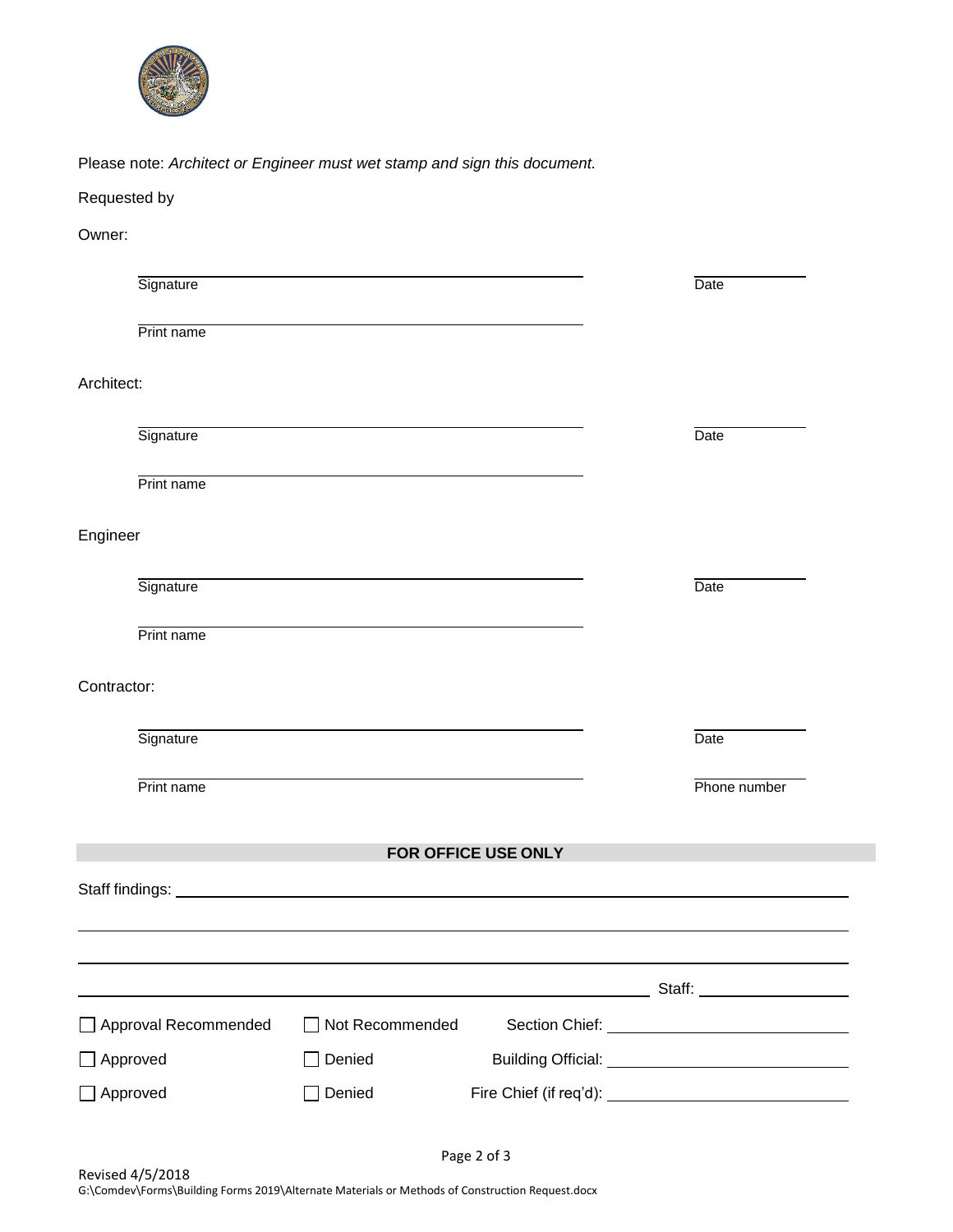Please note: *Architect or Engineer must wet stamp and sign this document.*

Requested by

Owner:

______________________________ ______________
Signature Date

______________________________
Print name

Architect:

______________________________ ______________
Signature Date

______________________________
Print name

Engineer

______________________________ ______________
Signature Date

______________________________
Print name

Contractor:

______________________________ ______________
Signature Date

______________________________ ______________
Print name Phone number

**FOR OFFICE USE ONLY**

Staff findings: ______________________________________________

______________________________________________

______________________________________________

______________________________________________ Staff: ______________

☐ Approval Recommended ☐ Not Recommended Section Chief: ______________

☐ Approved ☐ Denied Building Official: ______________

☐ Approved ☐ Denied Fire Chief (if req'd): ______________

Revised 4/5/2018
G:\Comdev\Forms\Building Forms 2019\Alternate Materials or Methods of Construction Request.docx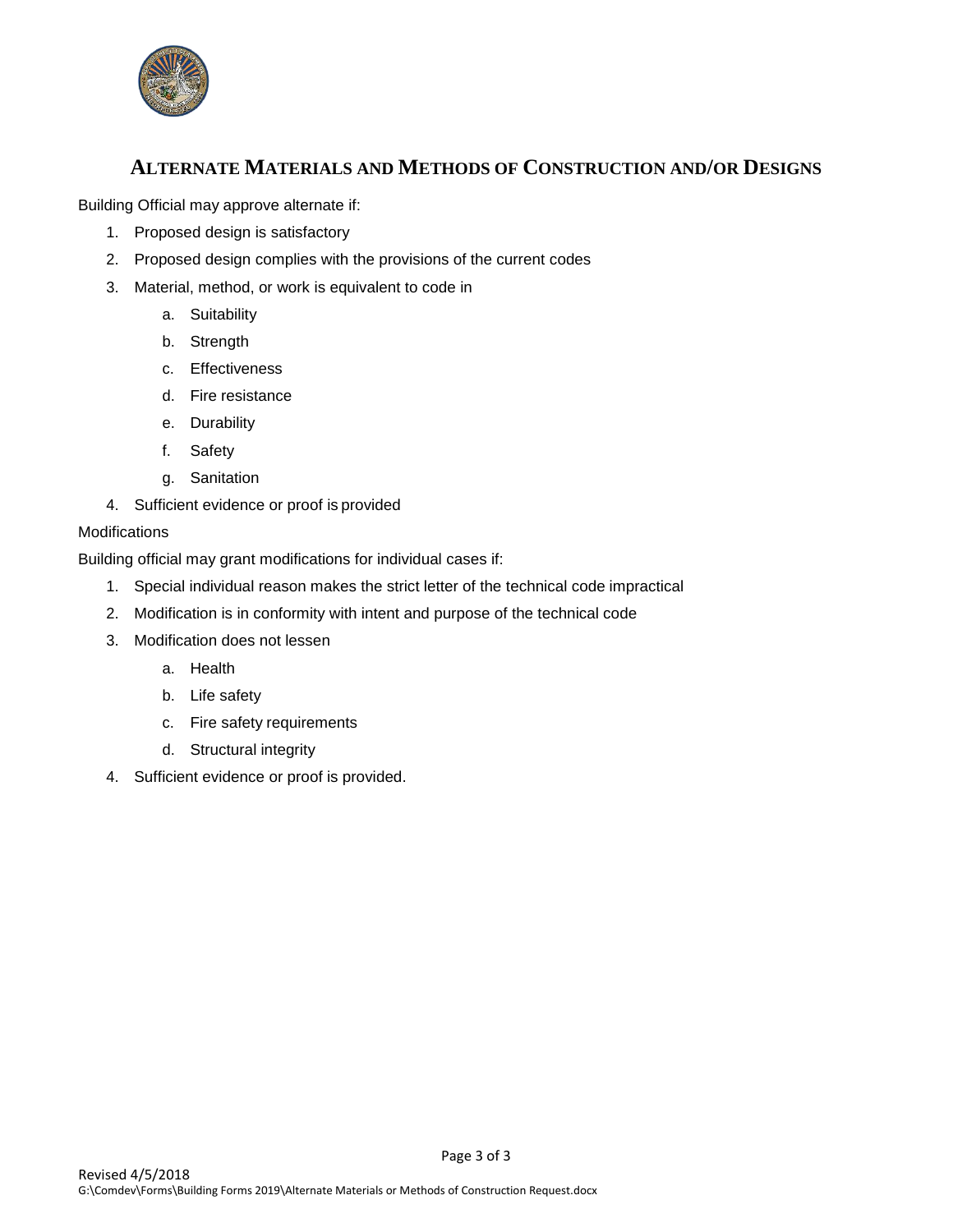# Alternate Materials and Methods of Construction and/or Designs

Building Official may approve alternate if:

1. Proposed design is satisfactory
2. Proposed design complies with the provisions of the current codes
3. Material, method, or work is equivalent to code in
    a. Suitability
    b. Strength
    c. Effectiveness
    d. Fire resistance
    e. Durability
    f. Safety
    g. Sanitation
4. Sufficient evidence or proof is provided

Modifications

Building official may grant modifications for individual cases if:

1. Special individual reason makes the strict letter of the technical code impractical
2. Modification is in conformity with intent and purpose of the technical code
3. Modification does not lessen
    a. Health
    b. Life safety
    c. Fire safety requirements
    d. Structural integrity
4. Sufficient evidence or proof is provided.

Revised 4/5/2018
G:\Comdev\Forms\Building Forms 2019\Alternate Materials or Methods of Construction Request.docx